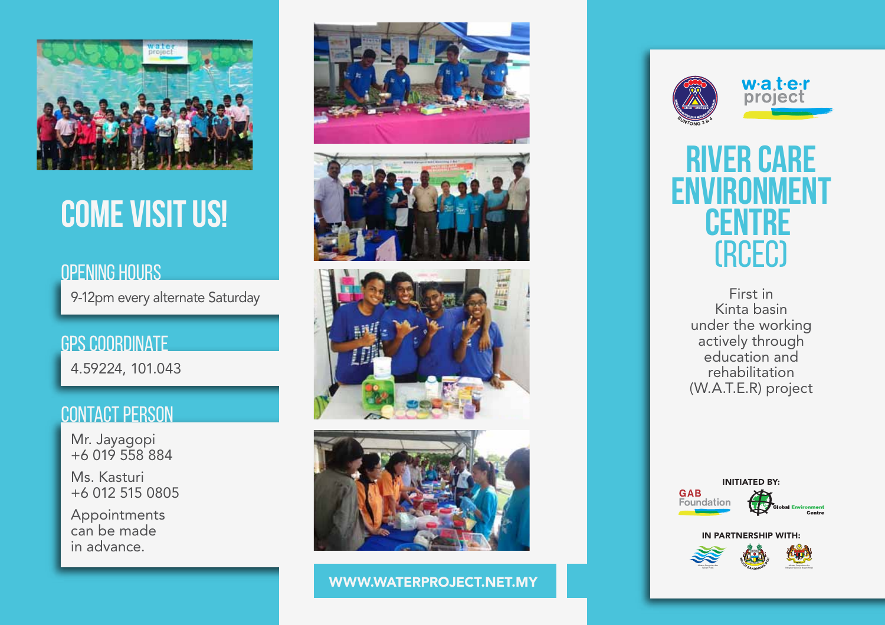# COME VISIT US!

## OPENING HOURS

9-12pm every alternate Saturday

## GPS COORDINATE

4.59224, 101.043

## CONTACT PERSON

Mr. Jayagopi
+6 019 558 884

Ms. Kasturi
+6 012 515 0805

Appointments can be made in advance.

WWW.WATERPROJECT.NET.MY

# RIVER CARE ENVIRONMENT CENTRE (RCEC)

First in Kinta basin under the working actively through education and rehabilitation (W.A.T.E.R) project

INITIATED BY:

GAB Foundation

Global Environment Centre

IN PARTNERSHIP WITH: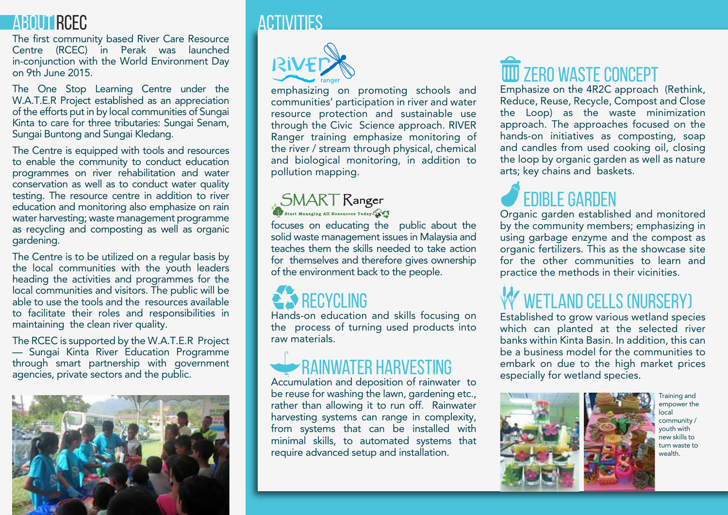## ABOUT RCEC

The first community based River Care Resource Centre (RCEC) in Perak was launched in-conjunction with the World Environment Day on 9th June 2015.

The One Stop Learning Centre under the W.A.T.E.R Project established as an appreciation of the efforts put in by local communities of Sungai Kinta to care for three tributaries: Sungai Senam, Sungai Buntong and Sungai Kledang.

The Centre is equipped with tools and resources to enable the community to conduct education programmes on river rehabilitation and water conservation as well as to conduct water quality testing. The resource centre in addition to river education and monitoring also emphasize on rain water harvesting; waste management programme as recycling and composting as well as organic gardening.

The Centre is to be utilized on a regular basis by the local communities with the youth leaders heading the activities and programmes for the local communities and visitors. The public will be able to use the tools and the resources available to facilitate their roles and responsibilities in maintaining the clean river quality.

The RCEC is supported by the W.A.T.E.R Project — Sungai Kinta River Education Programme through smart partnership with government agencies, private sectors and the public.

## ACTIVITIES

### RIVER ranger

emphasizing on promoting schools and communities' participation in river and water resource protection and sustainable use through the Civic Science approach. RIVER Ranger training emphasize monitoring of the river / stream through physical, chemical and biological monitoring, in addition to pollution mapping.

### SMART Ranger

Start Managing All Resources Today

focuses on educating the public about the solid waste management issues in Malaysia and teaches them the skills needed to take action for themselves and therefore gives ownership of the environment back to the people.

### RECYCLING

Hands-on education and skills focusing on the process of turning used products into raw materials.

### RAINWATER HARVESTING

Accumulation and deposition of rainwater to be reuse for washing the lawn, gardening etc., rather than allowing it to run off. Rainwater harvesting systems can range in complexity, from systems that can be installed with minimal skills, to automated systems that require advanced setup and installation.

### ZERO WASTE CONCEPT

Emphasize on the 4R2C approach (Rethink, Reduce, Reuse, Recycle, Compost and Close the Loop) as the waste minimization approach. The approaches focused on the hands-on initiatives as composting, soap and candles from used cooking oil, closing the loop by organic garden as well as nature arts; key chains and baskets.

### EDIBLE GARDEN

Organic garden established and monitored by the community members; emphasizing in using garbage enzyme and the compost as organic fertilizers. This as the showcase site for the other communities to learn and practice the methods in their vicinities.

### WETLAND CELLS (NURSERY)

Established to grow various wetland species which can planted at the selected river banks within Kinta Basin. In addition, this can be a business model for the communities to embark on due to the high market prices especially for wetland species.

Training and empower the local community / youth with new skills to turn waste to wealth.